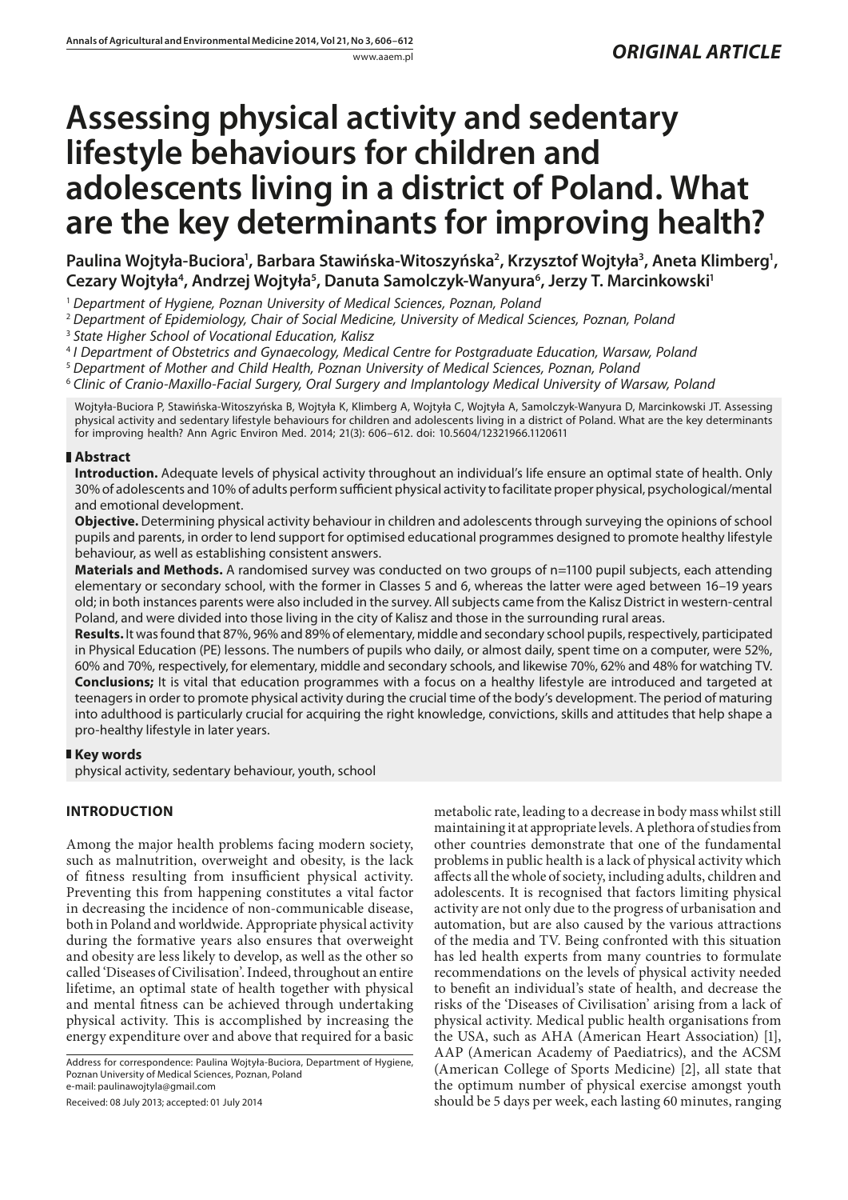*ORIGINAL ARTICLE*

# Assessing physical activity and sedentary lifestyle behaviours for children and adolescents living in a district of Poland. What are the key determinants for improving health?

**Paulina Wojtyła-Buciora[1], Barbara Stawińska-Witoszyńska[2], Krzysztof Wojtyła[3], Aneta Klimberg[1], Cezary Wojtyła[4], Andrzej Wojtyła[5], Danuta Samolczyk-Wanyura[6], Jerzy T. Marcinkowski[1]**

[1] *Department of Hygiene, Poznan University of Medical Sciences, Poznan, Poland*
[2] *Department of Epidemiology, Chair of Social Medicine, University of Medical Sciences, Poznan, Poland*
[3] *State Higher School of Vocational Education, Kalisz*
[4] *I Department of Obstetrics and Gynaecology, Medical Centre for Postgraduate Education, Warsaw, Poland*
[5] *Department of Mother and Child Health, Poznan University of Medical Sciences, Poznan, Poland*
[6] *Clinic of Cranio-Maxillo-Facial Surgery, Oral Surgery and Implantology Medical University of Warsaw, Poland*

Wojtyła-Buciora P, Stawińska-Witoszyńska B, Wojtyła K, Klimberg A, Wojtyła C, Wojtyła A, Samolczyk-Wanyura D, Marcinkowski JT. Assessing physical activity and sedentary lifestyle behaviours for children and adolescents living in a district of Poland. What are the key determinants for improving health? Ann Agric Environ Med. 2014; 21(3): 606–612. doi: 10.5604/12321966.1120611

## Abstract

**Introduction.** Adequate levels of physical activity throughout an individual's life ensure an optimal state of health. Only 30% of adolescents and 10% of adults perform sufficient physical activity to facilitate proper physical, psychological/mental and emotional development.

**Objective.** Determining physical activity behaviour in children and adolescents through surveying the opinions of school pupils and parents, in order to lend support for optimised educational programmes designed to promote healthy lifestyle behaviour, as well as establishing consistent answers.

**Materials and Methods.** A randomised survey was conducted on two groups of n=1100 pupil subjects, each attending elementary or secondary school, with the former in Classes 5 and 6, whereas the latter were aged between 16–19 years old; in both instances parents were also included in the survey. All subjects came from the Kalisz District in western-central Poland, and were divided into those living in the city of Kalisz and those in the surrounding rural areas.

**Results.** It was found that 87%, 96% and 89% of elementary, middle and secondary school pupils, respectively, participated in Physical Education (PE) lessons. The numbers of pupils who daily, or almost daily, spent time on a computer, were 52%, 60% and 70%, respectively, for elementary, middle and secondary schools, and likewise 70%, 62% and 48% for watching TV.

**Conclusions;** It is vital that education programmes with a focus on a healthy lifestyle are introduced and targeted at teenagers in order to promote physical activity during the crucial time of the body's development. The period of maturing into adulthood is particularly crucial for acquiring the right knowledge, convictions, skills and attitudes that help shape a pro-healthy lifestyle in later years.

## Key words

physical activity, sedentary behaviour, youth, school

## INTRODUCTION

Among the major health problems facing modern society, such as malnutrition, overweight and obesity, is the lack of fitness resulting from insufficient physical activity. Preventing this from happening constitutes a vital factor in decreasing the incidence of non-communicable disease, both in Poland and worldwide. Appropriate physical activity during the formative years also ensures that overweight and obesity are less likely to develop, as well as the other so called 'Diseases of Civilisation'. Indeed, throughout an entire lifetime, an optimal state of health together with physical and mental fitness can be achieved through undertaking physical activity. This is accomplished by increasing the energy expenditure over and above that required for a basic metabolic rate, leading to a decrease in body mass whilst still maintaining it at appropriate levels. A plethora of studies from other countries demonstrate that one of the fundamental problems in public health is a lack of physical activity which affects all the whole of society, including adults, children and adolescents. It is recognised that factors limiting physical activity are not only due to the progress of urbanisation and automation, but are also caused by the various attractions of the media and TV. Being confronted with this situation has led health experts from many countries to formulate recommendations on the levels of physical activity needed to benefit an individual's state of health, and decrease the risks of the 'Diseases of Civilisation' arising from a lack of physical activity. Medical public health organisations from the USA, such as AHA (American Heart Association) [1], AAP (American Academy of Paediatrics), and the ACSM (American College of Sports Medicine) [2], all state that the optimum number of physical exercise amongst youth should be 5 days per week, each lasting 60 minutes, ranging

Address for correspondence: Paulina Wojtyła-Buciora, Department of Hygiene, Poznan University of Medical Sciences, Poznan, Poland
e-mail: paulinawojtyla@gmail.com

Received: 08 July 2013; accepted: 01 July 2014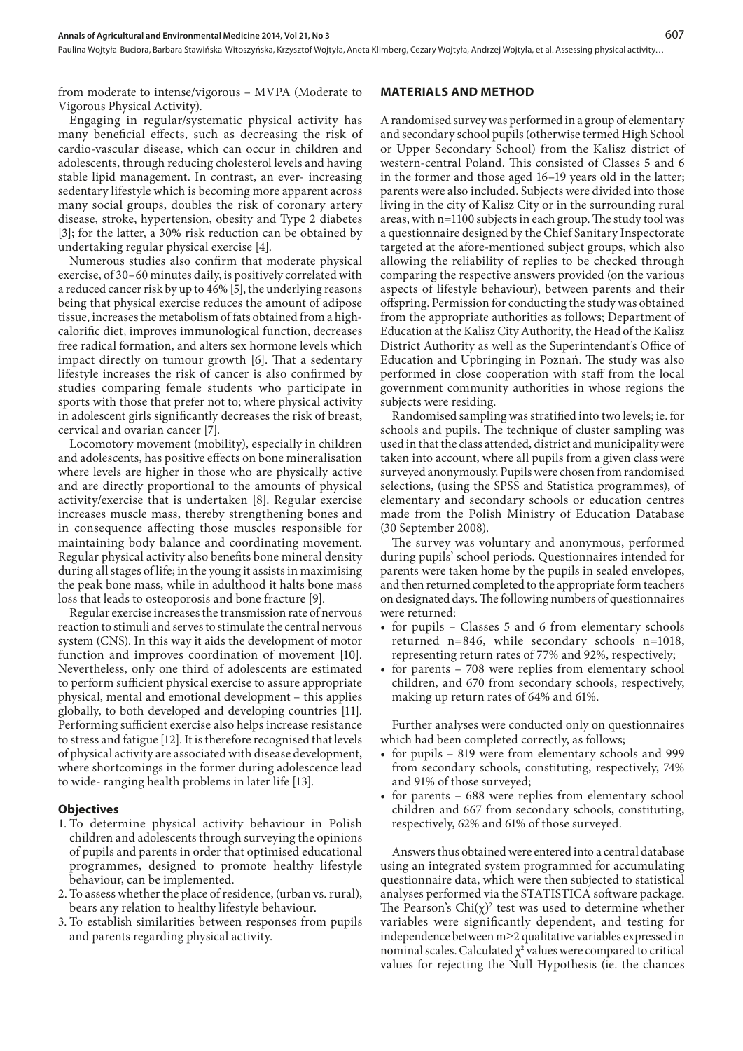from moderate to intense/vigorous – MVPA (Moderate to Vigorous Physical Activity).

Engaging in regular/systematic physical activity has many beneficial effects, such as decreasing the risk of cardio-vascular disease, which can occur in children and adolescents, through reducing cholesterol levels and having stable lipid management. In contrast, an ever- increasing sedentary lifestyle which is becoming more apparent across many social groups, doubles the risk of coronary artery disease, stroke, hypertension, obesity and Type 2 diabetes [3]; for the latter, a 30% risk reduction can be obtained by undertaking regular physical exercise [4].

Numerous studies also confirm that moderate physical exercise, of 30–60 minutes daily, is positively correlated with a reduced cancer risk by up to 46% [5], the underlying reasons being that physical exercise reduces the amount of adipose tissue, increases the metabolism of fats obtained from a high-calorific diet, improves immunological function, decreases free radical formation, and alters sex hormone levels which impact directly on tumour growth [6]. That a sedentary lifestyle increases the risk of cancer is also confirmed by studies comparing female students who participate in sports with those that prefer not to; where physical activity in adolescent girls significantly decreases the risk of breast, cervical and ovarian cancer [7].

Locomotory movement (mobility), especially in children and adolescents, has positive effects on bone mineralisation where levels are higher in those who are physically active and are directly proportional to the amounts of physical activity/exercise that is undertaken [8]. Regular exercise increases muscle mass, thereby strengthening bones and in consequence affecting those muscles responsible for maintaining body balance and coordinating movement. Regular physical activity also benefits bone mineral density during all stages of life; in the young it assists in maximising the peak bone mass, while in adulthood it halts bone mass loss that leads to osteoporosis and bone fracture [9].

Regular exercise increases the transmission rate of nervous reaction to stimuli and serves to stimulate the central nervous system (CNS). In this way it aids the development of motor function and improves coordination of movement [10]. Nevertheless, only one third of adolescents are estimated to perform sufficient physical exercise to assure appropriate physical, mental and emotional development – this applies globally, to both developed and developing countries [11]. Performing sufficient exercise also helps increase resistance to stress and fatigue [12]. It is therefore recognised that levels of physical activity are associated with disease development, where shortcomings in the former during adolescence lead to wide- ranging health problems in later life [13].

### Objectives

1. To determine physical activity behaviour in Polish children and adolescents through surveying the opinions of pupils and parents in order that optimised educational programmes, designed to promote healthy lifestyle behaviour, can be implemented.
2. To assess whether the place of residence, (urban vs. rural), bears any relation to healthy lifestyle behaviour.
3. To establish similarities between responses from pupils and parents regarding physical activity.

## MATERIALS AND METHOD

A randomised survey was performed in a group of elementary and secondary school pupils (otherwise termed High School or Upper Secondary School) from the Kalisz district of western-central Poland. This consisted of Classes 5 and 6 in the former and those aged 16–19 years old in the latter; parents were also included. Subjects were divided into those living in the city of Kalisz City or in the surrounding rural areas, with n=1100 subjects in each group. The study tool was a questionnaire designed by the Chief Sanitary Inspectorate targeted at the afore-mentioned subject groups, which also allowing the reliability of replies to be checked through comparing the respective answers provided (on the various aspects of lifestyle behaviour), between parents and their offspring. Permission for conducting the study was obtained from the appropriate authorities as follows; Department of Education at the Kalisz City Authority, the Head of the Kalisz District Authority as well as the Superintendant's Office of Education and Upbringing in Poznań. The study was also performed in close cooperation with staff from the local government community authorities in whose regions the subjects were residing.

Randomised sampling was stratified into two levels; ie. for schools and pupils. The technique of cluster sampling was used in that the class attended, district and municipality were taken into account, where all pupils from a given class were surveyed anonymously. Pupils were chosen from randomised selections, (using the SPSS and Statistica programmes), of elementary and secondary schools or education centres made from the Polish Ministry of Education Database (30 September 2008).

The survey was voluntary and anonymous, performed during pupils' school periods. Questionnaires intended for parents were taken home by the pupils in sealed envelopes, and then returned completed to the appropriate form teachers on designated days. The following numbers of questionnaires were returned:

- for pupils – Classes 5 and 6 from elementary schools returned n=846, while secondary schools n=1018, representing return rates of 77% and 92%, respectively;
- for parents – 708 were replies from elementary school children, and 670 from secondary schools, respectively, making up return rates of 64% and 61%.

Further analyses were conducted only on questionnaires which had been completed correctly, as follows;

- for pupils – 819 were from elementary schools and 999 from secondary schools, constituting, respectively, 74% and 91% of those surveyed;
- for parents – 688 were replies from elementary school children and 667 from secondary schools, constituting, respectively, 62% and 61% of those surveyed.

Answers thus obtained were entered into a central database using an integrated system programmed for accumulating questionnaire data, which were then subjected to statistical analyses performed via the STATISTICA software package. The Pearson's Chi$(\chi)^2$ test was used to determine whether variables were significantly dependent, and testing for independence between $m \geq 2$ qualitative variables expressed in nominal scales. Calculated $\chi^2$ values were compared to critical values for rejecting the Null Hypothesis (ie. the chances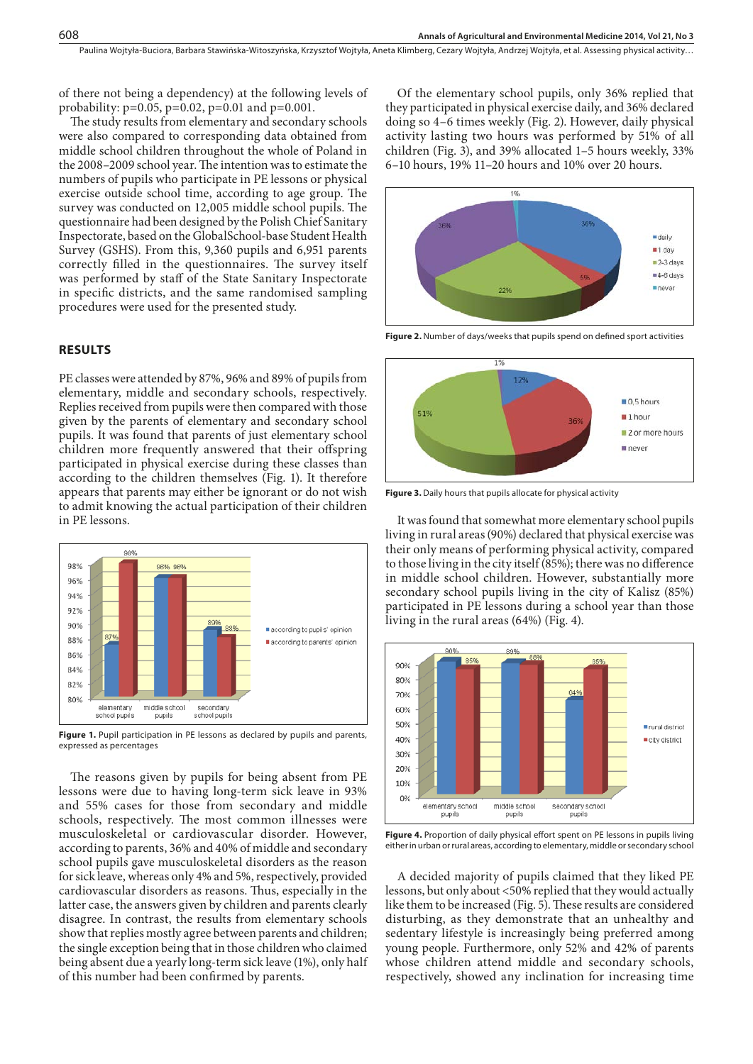of there not being a dependency) at the following levels of probability: p=0.05, p=0.02, p=0.01 and p=0.001.

The study results from elementary and secondary schools were also compared to corresponding data obtained from middle school children throughout the whole of Poland in the 2008–2009 school year. The intention was to estimate the numbers of pupils who participate in PE lessons or physical exercise outside school time, according to age group. The survey was conducted on 12,005 middle school pupils. The questionnaire had been designed by the Polish Chief Sanitary Inspectorate, based on the GlobalSchool-base Student Health Survey (GSHS). From this, 9,360 pupils and 6,951 parents correctly filled in the questionnaires. The survey itself was performed by staff of the State Sanitary Inspectorate in specific districts, and the same randomised sampling procedures were used for the presented study.

## RESULTS

PE classes were attended by 87%, 96% and 89% of pupils from elementary, middle and secondary schools, respectively. Replies received from pupils were then compared with those given by the parents of elementary and secondary school pupils. It was found that parents of just elementary school children more frequently answered that their offspring participated in physical exercise during these classes than according to the children themselves (Fig. 1). It therefore appears that parents may either be ignorant or do not wish to admit knowing the actual participation of their children in PE lessons.

**Figure 1.** Pupil participation in PE lessons as declared by pupils and parents, expressed as percentages

The reasons given by pupils for being absent from PE lessons were due to having long-term sick leave in 93% and 55% cases for those from secondary and middle schools, respectively. The most common illnesses were musculoskeletal or cardiovascular disorder. However, according to parents, 36% and 40% of middle and secondary school pupils gave musculoskeletal disorders as the reason for sick leave, whereas only 4% and 5%, respectively, provided cardiovascular disorders as reasons. Thus, especially in the latter case, the answers given by children and parents clearly disagree. In contrast, the results from elementary schools show that replies mostly agree between parents and children; the single exception being that in those children who claimed being absent due a yearly long-term sick leave (1%), only half of this number had been confirmed by parents.

Of the elementary school pupils, only 36% replied that they participated in physical exercise daily, and 36% declared doing so 4–6 times weekly (Fig. 2). However, daily physical activity lasting two hours was performed by 51% of all children (Fig. 3), and 39% allocated 1–5 hours weekly, 33% 6–10 hours, 19% 11–20 hours and 10% over 20 hours.

**Figure 2.** Number of days/weeks that pupils spend on defined sport activities

**Figure 3.** Daily hours that pupils allocate for physical activity

It was found that somewhat more elementary school pupils living in rural areas (90%) declared that physical exercise was their only means of performing physical activity, compared to those living in the city itself (85%); there was no difference in middle school children. However, substantially more secondary school pupils living in the city of Kalisz (85%) participated in PE lessons during a school year than those living in the rural areas (64%) (Fig. 4).

**Figure 4.** Proportion of daily physical effort spent on PE lessons in pupils living either in urban or rural areas, according to elementary, middle or secondary school

A decided majority of pupils claimed that they liked PE lessons, but only about <50% replied that they would actually like them to be increased (Fig. 5). These results are considered disturbing, as they demonstrate that an unhealthy and sedentary lifestyle is increasingly being preferred among young people. Furthermore, only 52% and 42% of parents whose children attend middle and secondary schools, respectively, showed any inclination for increasing time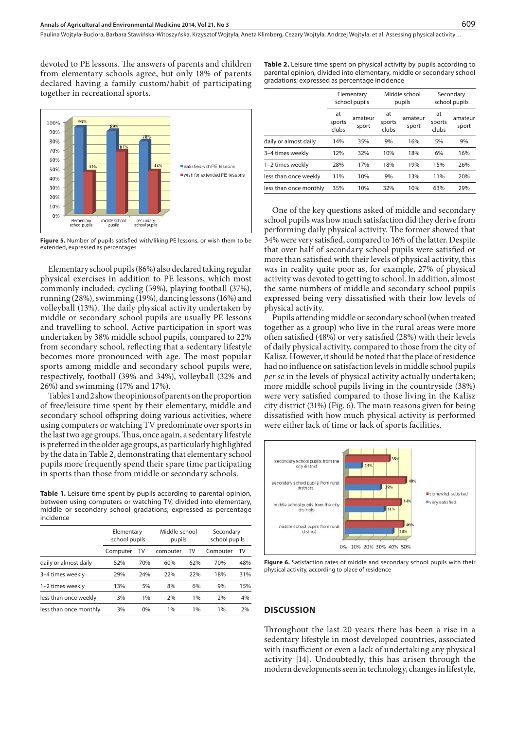devoted to PE lessons. The answers of parents and children from elementary schools agree, but only 18% of parents declared having a family custom/habit of participating together in recreational sports.

Figure 5. Number of pupils satisfied with/liking PE lessons, or wish them to be extended, expressed as percentages

Elementary school pupils (86%) also declared taking regular physical exercises in addition to PE lessons, which most commonly included; cycling (59%), playing football (37%), running (28%), swimming (19%), dancing lessons (16%) and volleyball (13%). The daily physical activity undertaken by middle or secondary school pupils are usually PE lessons and travelling to school. Active participation in sport was undertaken by 38% middle school pupils, compared to 22% from secondary school, reflecting that a sedentary lifestyle becomes more pronounced with age. The most popular sports among middle and secondary school pupils were, respectively, football (39% and 34%), volleyball (32% and 26%) and swimming (17% and 17%).

Tables 1 and 2 show the opinions of parents on the proportion of free/leisure time spent by their elementary, middle and secondary school offspring doing various activities, where using computers or watching TV predominate over sports in the last two age groups. Thus, once again, a sedentary lifestyle is preferred in the older age groups, as particularly highlighted by the data in Table 2, demonstrating that elementary school pupils more frequently spend their spare time participating in sports than those from middle or secondary schools.

**Table 1.** Leisure time spent by pupils according to parental opinion, between using computers or watching TV, divided into elementary, middle or secondary school gradations; expressed as percentage incidence

| | Elementary-school pupils | | Middle-school pupils | | Secondary-school pupils | |
|---|---|---|---|---|---|---|
| | Computer | TV | computer | TV | Computer | TV |
| daily or almost daily | 52% | 70% | 60% | 62% | 70% | 48% |
| 3–4 times weekly | 29% | 24% | 22% | 22% | 18% | 31% |
| 1–2 times weekly | 13% | 5% | 8% | 6% | 9% | 15% |
| less than once weekly | 3% | 1% | 2% | 1% | 2% | 4% |
| less than once monthly | 3% | 0% | 1% | 1% | 1% | 2% |

**Table 2.** Leisure time spent on physical activity by pupils according to parental opinion, divided into elementary, middle or secondary school gradations; expressed as percentage incidence

| | Elementary school pupils | | Middle school pupils | | Secondary school pupils | |
|---|---|---|---|---|---|---|
| | at sports clubs | amateur sport | at sports clubs | amateur sport | at sports clubs | amateur sport |
| daily or almost daily | 14% | 35% | 9% | 16% | 5% | 9% |
| 3–4 times weekly | 12% | 32% | 10% | 18% | 6% | 16% |
| 1–2 times weekly | 28% | 17% | 18% | 19% | 15% | 26% |
| less than once weekly | 11% | 10% | 9% | 13% | 11% | 20% |
| less than once monthly | 35% | 10% | 32% | 10% | 63% | 29% |

One of the key questions asked of middle and secondary school pupils was how much satisfaction did they derive from performing daily physical activity. The former showed that 34% were very satisfied, compared to 16% of the latter. Despite that over half of secondary school pupils were satisfied or more than satisfied with their levels of physical activity, this was in reality quite poor as, for example, 27% of physical activity was devoted to getting to school. In addition, almost the same numbers of middle and secondary school pupils expressed being very dissatisfied with their low levels of physical activity.

Pupils attending middle or secondary school (when treated together as a group) who live in the rural areas were more often satisfied (48%) or very satisfied (28%) with their levels of daily physical activity, compared to those from the city of Kalisz. However, it should be noted that the place of residence had no influence on satisfaction levels in middle school pupils *per se* in the levels of physical activity actually undertaken; more middle school pupils living in the countryside (38%) were very satisfied compared to those living in the Kalisz city district (31%) (Fig. 6). The main reasons given for being dissatisfied with how much physical activity is performed were either lack of time or lack of sports facilities.

Figure 6. Satisfaction rates of middle and secondary school pupils with their physical activity, according to place of residence

## DISCUSSION

Throughout the last 20 years there has been a rise in a sedentary lifestyle in most developed countries, associated with insufficient or even a lack of undertaking any physical activity [14]. Undoubtedly, this has arisen through the modern developments seen in technology, changes in lifestyle,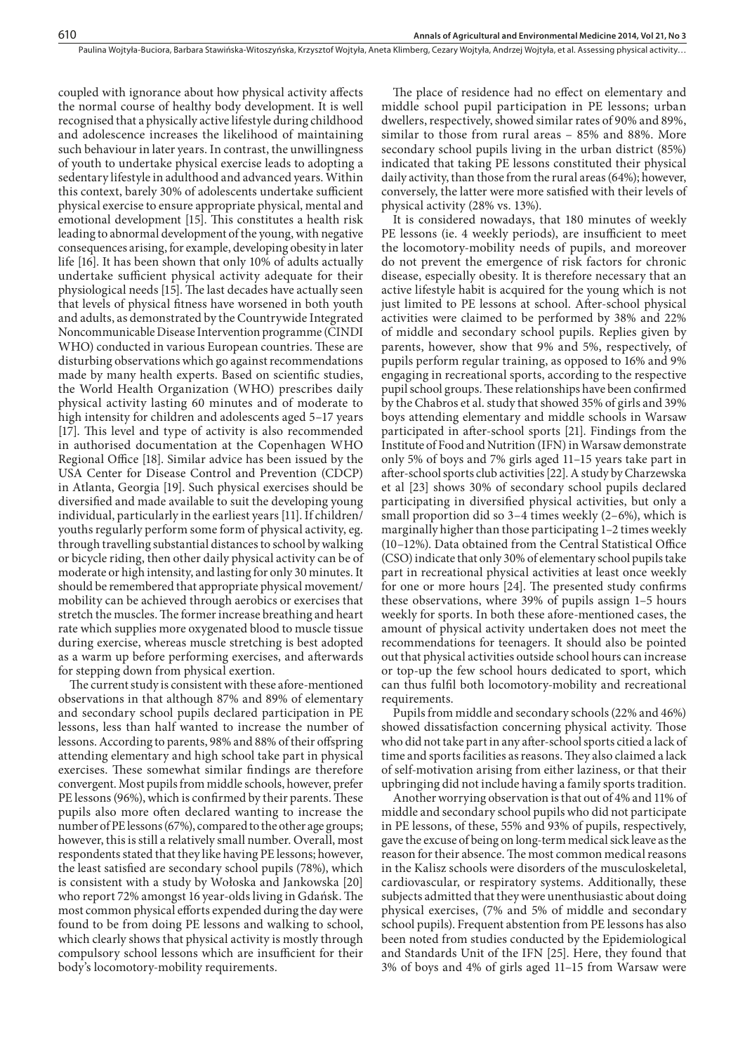coupled with ignorance about how physical activity affects the normal course of healthy body development. It is well recognised that a physically active lifestyle during childhood and adolescence increases the likelihood of maintaining such behaviour in later years. In contrast, the unwillingness of youth to undertake physical exercise leads to adopting a sedentary lifestyle in adulthood and advanced years. Within this context, barely 30% of adolescents undertake sufficient physical exercise to ensure appropriate physical, mental and emotional development [15]. This constitutes a health risk leading to abnormal development of the young, with negative consequences arising, for example, developing obesity in later life [16]. It has been shown that only 10% of adults actually undertake sufficient physical activity adequate for their physiological needs [15]. The last decades have actually seen that levels of physical fitness have worsened in both youth and adults, as demonstrated by the Countrywide Integrated Noncommunicable Disease Intervention programme (CINDI WHO) conducted in various European countries. These are disturbing observations which go against recommendations made by many health experts. Based on scientific studies, the World Health Organization (WHO) prescribes daily physical activity lasting 60 minutes and of moderate to high intensity for children and adolescents aged 5–17 years [17]. This level and type of activity is also recommended in authorised documentation at the Copenhagen WHO Regional Office [18]. Similar advice has been issued by the USA Center for Disease Control and Prevention (CDCP) in Atlanta, Georgia [19]. Such physical exercises should be diversified and made available to suit the developing young individual, particularly in the earliest years [11]. If children/youths regularly perform some form of physical activity, eg. through travelling substantial distances to school by walking or bicycle riding, then other daily physical activity can be of moderate or high intensity, and lasting for only 30 minutes. It should be remembered that appropriate physical movement/mobility can be achieved through aerobics or exercises that stretch the muscles. The former increase breathing and heart rate which supplies more oxygenated blood to muscle tissue during exercise, whereas muscle stretching is best adopted as a warm up before performing exercises, and afterwards for stepping down from physical exertion.

The current study is consistent with these afore-mentioned observations in that although 87% and 89% of elementary and secondary school pupils declared participation in PE lessons, less than half wanted to increase the number of lessons. According to parents, 98% and 88% of their offspring attending elementary and high school take part in physical exercises. These somewhat similar findings are therefore convergent. Most pupils from middle schools, however, prefer PE lessons (96%), which is confirmed by their parents. These pupils also more often declared wanting to increase the number of PE lessons (67%), compared to the other age groups; however, this is still a relatively small number. Overall, most respondents stated that they like having PE lessons; however, the least satisfied are secondary school pupils (78%), which is consistent with a study by Wołoska and Jankowska [20] who report 72% amongst 16 year-olds living in Gdańsk. The most common physical efforts expended during the day were found to be from doing PE lessons and walking to school, which clearly shows that physical activity is mostly through compulsory school lessons which are insufficient for their body's locomotory-mobility requirements.

The place of residence had no effect on elementary and middle school pupil participation in PE lessons; urban dwellers, respectively, showed similar rates of 90% and 89%, similar to those from rural areas – 85% and 88%. More secondary school pupils living in the urban district (85%) indicated that taking PE lessons constituted their physical daily activity, than those from the rural areas (64%); however, conversely, the latter were more satisfied with their levels of physical activity (28% vs. 13%).

It is considered nowadays, that 180 minutes of weekly PE lessons (ie. 4 weekly periods), are insufficient to meet the locomotory-mobility needs of pupils, and moreover do not prevent the emergence of risk factors for chronic disease, especially obesity. It is therefore necessary that an active lifestyle habit is acquired for the young which is not just limited to PE lessons at school. After-school physical activities were claimed to be performed by 38% and 22% of middle and secondary school pupils. Replies given by parents, however, show that 9% and 5%, respectively, of pupils perform regular training, as opposed to 16% and 9% engaging in recreational sports, according to the respective pupil school groups. These relationships have been confirmed by the Chabros et al. study that showed 35% of girls and 39% boys attending elementary and middle schools in Warsaw participated in after-school sports [21]. Findings from the Institute of Food and Nutrition (IFN) in Warsaw demonstrate only 5% of boys and 7% girls aged 11–15 years take part in after-school sports club activities [22]. A study by Charzewska et al [23] shows 30% of secondary school pupils declared participating in diversified physical activities, but only a small proportion did so 3–4 times weekly (2–6%), which is marginally higher than those participating 1–2 times weekly (10–12%). Data obtained from the Central Statistical Office (CSO) indicate that only 30% of elementary school pupils take part in recreational physical activities at least once weekly for one or more hours [24]. The presented study confirms these observations, where 39% of pupils assign 1–5 hours weekly for sports. In both these afore-mentioned cases, the amount of physical activity undertaken does not meet the recommendations for teenagers. It should also be pointed out that physical activities outside school hours can increase or top-up the few school hours dedicated to sport, which can thus fulfil both locomotory-mobility and recreational requirements.

Pupils from middle and secondary schools (22% and 46%) showed dissatisfaction concerning physical activity. Those who did not take part in any after-school sports citied a lack of time and sports facilities as reasons. They also claimed a lack of self-motivation arising from either laziness, or that their upbringing did not include having a family sports tradition.

Another worrying observation is that out of 4% and 11% of middle and secondary school pupils who did not participate in PE lessons, of these, 55% and 93% of pupils, respectively, gave the excuse of being on long-term medical sick leave as the reason for their absence. The most common medical reasons in the Kalisz schools were disorders of the musculoskeletal, cardiovascular, or respiratory systems. Additionally, these subjects admitted that they were unenthusiastic about doing physical exercises, (7% and 5% of middle and secondary school pupils). Frequent abstention from PE lessons has also been noted from studies conducted by the Epidemiological and Standards Unit of the IFN [25]. Here, they found that 3% of boys and 4% of girls aged 11–15 from Warsaw were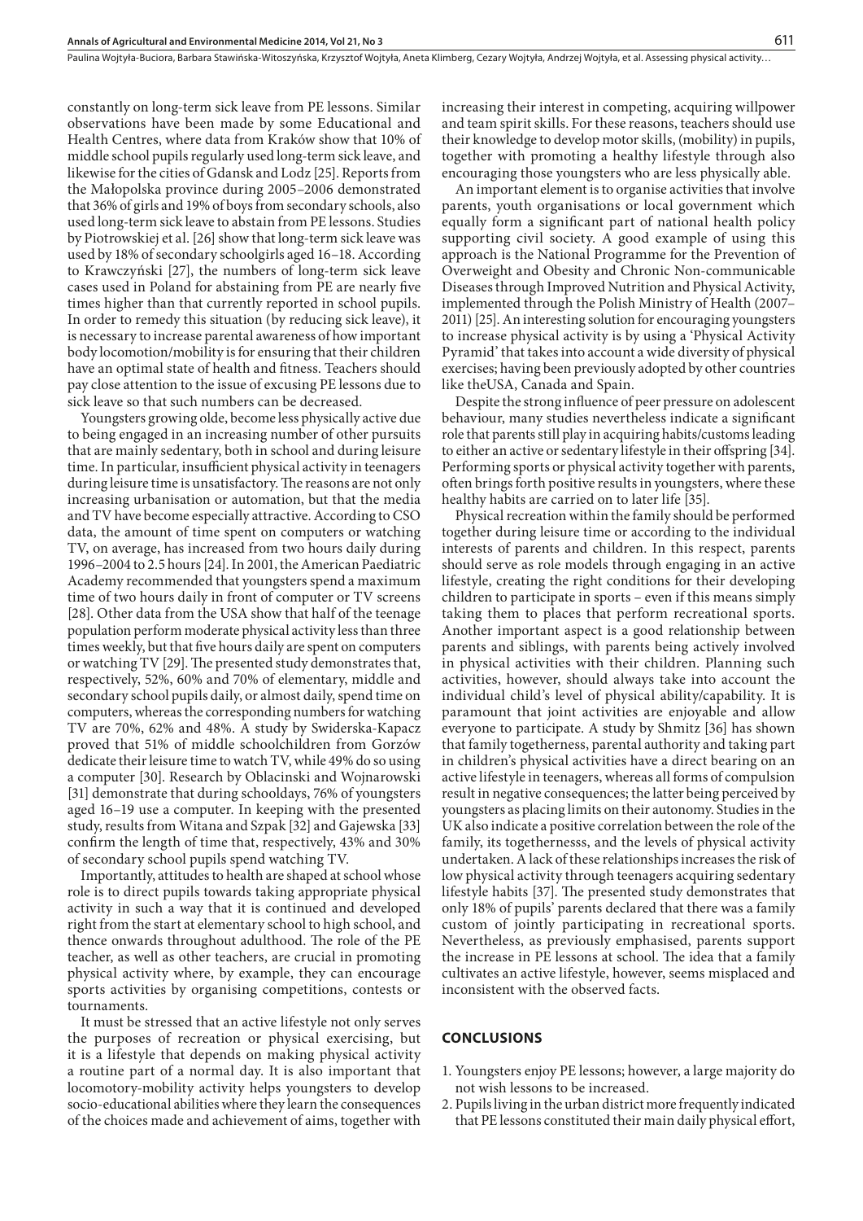constantly on long-term sick leave from PE lessons. Similar observations have been made by some Educational and Health Centres, where data from Kraków show that 10% of middle school pupils regularly used long-term sick leave, and likewise for the cities of Gdansk and Lodz [25]. Reports from the Małopolska province during 2005–2006 demonstrated that 36% of girls and 19% of boys from secondary schools, also used long-term sick leave to abstain from PE lessons. Studies by Piotrowskiej et al. [26] show that long-term sick leave was used by 18% of secondary schoolgirls aged 16–18. According to Krawczyński [27], the numbers of long-term sick leave cases used in Poland for abstaining from PE are nearly five times higher than that currently reported in school pupils. In order to remedy this situation (by reducing sick leave), it is necessary to increase parental awareness of how important body locomotion/mobility is for ensuring that their children have an optimal state of health and fitness. Teachers should pay close attention to the issue of excusing PE lessons due to sick leave so that such numbers can be decreased.

Youngsters growing olde, become less physically active due to being engaged in an increasing number of other pursuits that are mainly sedentary, both in school and during leisure time. In particular, insufficient physical activity in teenagers during leisure time is unsatisfactory. The reasons are not only increasing urbanisation or automation, but that the media and TV have become especially attractive. According to CSO data, the amount of time spent on computers or watching TV, on average, has increased from two hours daily during 1996–2004 to 2.5 hours [24]. In 2001, the American Paediatric Academy recommended that youngsters spend a maximum time of two hours daily in front of computer or TV screens [28]. Other data from the USA show that half of the teenage population perform moderate physical activity less than three times weekly, but that five hours daily are spent on computers or watching TV [29]. The presented study demonstrates that, respectively, 52%, 60% and 70% of elementary, middle and secondary school pupils daily, or almost daily, spend time on computers, whereas the corresponding numbers for watching TV are 70%, 62% and 48%. A study by Swiderska-Kapacz proved that 51% of middle schoolchildren from Gorzów dedicate their leisure time to watch TV, while 49% do so using a computer [30]. Research by Oblacinski and Wojnarowski [31] demonstrate that during schooldays, 76% of youngsters aged 16–19 use a computer. In keeping with the presented study, results from Witana and Szpak [32] and Gajewska [33] confirm the length of time that, respectively, 43% and 30% of secondary school pupils spend watching TV.

Importantly, attitudes to health are shaped at school whose role is to direct pupils towards taking appropriate physical activity in such a way that it is continued and developed right from the start at elementary school to high school, and thence onwards throughout adulthood. The role of the PE teacher, as well as other teachers, are crucial in promoting physical activity where, by example, they can encourage sports activities by organising competitions, contests or tournaments.

It must be stressed that an active lifestyle not only serves the purposes of recreation or physical exercising, but it is a lifestyle that depends on making physical activity a routine part of a normal day. It is also important that locomotory-mobility activity helps youngsters to develop socio-educational abilities where they learn the consequences of the choices made and achievement of aims, together with increasing their interest in competing, acquiring willpower and team spirit skills. For these reasons, teachers should use their knowledge to develop motor skills, (mobility) in pupils, together with promoting a healthy lifestyle through also encouraging those youngsters who are less physically able.

An important element is to organise activities that involve parents, youth organisations or local government which equally form a significant part of national health policy supporting civil society. A good example of using this approach is the National Programme for the Prevention of Overweight and Obesity and Chronic Non-communicable Diseases through Improved Nutrition and Physical Activity, implemented through the Polish Ministry of Health (2007–2011) [25]. An interesting solution for encouraging youngsters to increase physical activity is by using a 'Physical Activity Pyramid' that takes into account a wide diversity of physical exercises; having been previously adopted by other countries like theUSA, Canada and Spain.

Despite the strong influence of peer pressure on adolescent behaviour, many studies nevertheless indicate a significant role that parents still play in acquiring habits/customs leading to either an active or sedentary lifestyle in their offspring [34]. Performing sports or physical activity together with parents, often brings forth positive results in youngsters, where these healthy habits are carried on to later life [35].

Physical recreation within the family should be performed together during leisure time or according to the individual interests of parents and children. In this respect, parents should serve as role models through engaging in an active lifestyle, creating the right conditions for their developing children to participate in sports – even if this means simply taking them to places that perform recreational sports. Another important aspect is a good relationship between parents and siblings, with parents being actively involved in physical activities with their children. Planning such activities, however, should always take into account the individual child's level of physical ability/capability. It is paramount that joint activities are enjoyable and allow everyone to participate. A study by Shmitz [36] has shown that family togetherness, parental authority and taking part in children's physical activities have a direct bearing on an active lifestyle in teenagers, whereas all forms of compulsion result in negative consequences; the latter being perceived by youngsters as placing limits on their autonomy. Studies in the UK also indicate a positive correlation between the role of the family, its togethernesss, and the levels of physical activity undertaken. A lack of these relationships increases the risk of low physical activity through teenagers acquiring sedentary lifestyle habits [37]. The presented study demonstrates that only 18% of pupils' parents declared that there was a family custom of jointly participating in recreational sports. Nevertheless, as previously emphasised, parents support the increase in PE lessons at school. The idea that a family cultivates an active lifestyle, however, seems misplaced and inconsistent with the observed facts.

## CONCLUSIONS

1. Youngsters enjoy PE lessons; however, a large majority do not wish lessons to be increased.
2. Pupils living in the urban district more frequently indicated that PE lessons constituted their main daily physical effort,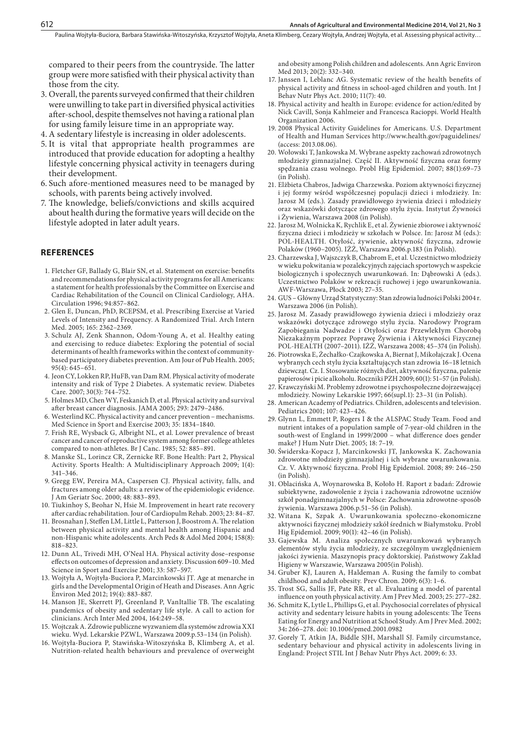compared to their peers from the countryside. The latter group were more satisfied with their physical activity than those from the city.

3. Overall, the parents surveyed confirmed that their children were unwilling to take part in diversified physical activities after-school, despite themselves not having a rational plan for using family leisure time in an appropriate way.
4. A sedentary lifestyle is increasing in older adolescents.
5. It is vital that appropriate health programmes are introduced that provide education for adopting a healthy lifestyle concerning physical activity in teenagers during their development.
6. Such afore-mentioned measures need to be managed by schools, with parents being actively involved.
7. The knowledge, beliefs/convictions and skills acquired about health during the formative years will decide on the lifestyle adopted in later adult years.

## REFERENCES

1. Fletcher GF, Ballady G, Blair SN, et al. Statement on exercise: benefits and recommendations for physical activity programs for all Americans: a statement for health professionals by the Committee on Exercise and Cardiac Rehabilitation of the Council on Clinical Cardiology, AHA. Circulation 1996; 94:857–862.
2. Glen E, Duncan, PhD, RCEPSM, et al. Prescribing Exercise at Varied Levels of Intensity and Frequency. A Randomized Trial. Arch Intern Med. 2005; 165: 2362–2369.
3. Schulz AJ, Zenk Shannon, Odom-Young A, et al. Healthy eating and exercising to reduce diabetes: Exploring the potential of social determinants of health frameworks within the context of community-based participatory diabetes prevention. Am Jour of Pub Health. 2005; 95(4): 645–651.
4. Jeon CY, Lokken RP, HuFB, van Dam RM. Physical activity of moderate intensity and risk of Type 2 Diabetes. A systematic review. Diabetes Care. 2007; 30(3): 744–752.
5. Holmes MD, Chen WY, Feskanich D, et al. Physical activity and survival after breast cancer diagnosis. JAMA 2005; 293: 2479–2486.
6. Westerlind KC. Physical activity and cancer prevention – mechanisms. Med Science in Sport and Exercise 2003; 35: 1834–1840.
7. Frish RE, Wysback G, Albright NL, et al. Lower prevalence of breast cancer and cancer of reproductive system among former college athletes compared to non-athletes. Br J Canc. 1985; 52: 885–891.
8. Manske SL, Lorincz CR, Zernicke RF. Bone Health: Part 2, Physical Activity. Sports Health: A Multidisciplinary Approach 2009; 1(4): 341–346.
9. Gregg EW, Pereira MA, Caspersen CJ. Physical activity, falls, and fractures among older adults: a review of the epidemiologic evidence. J Am Geriatr Soc. 2000; 48: 883–893.
10. Tiukinhoy S, Beohar N, Hsie M. Improvement in heart rate recovery after cardiac rehabilitation. Jour of Cardiopulm Rehab. 2003; 23: 84–87.
11. Brosnahan J, Steffen LM, Little L, Patterson J, Boostrom A. The relation between physical activity and mental health among Hispanic and non-Hispanic white adolescents. Arch Peds & Adol Med 2004; 158(8): 818–823.
12. Dunn AL, Trivedi MH, O'Neal HA. Physical activity dose–response effects on outcomes of depression and anxiety. Discussion 609–10. Med Science in Sport and Exercise 2001; 33: 587–597.
13. Wojtyła A, Wojtyła-Buciora P, Marcinkowski JT. Age at menarche in girls and the Developmental Origin of Heath and Diseases. Ann Agric Environ Med 2012; 19(4): 883-887.
14. Manson JE, Skerrett PJ, Greenland P, VanItallie TB. The escalating pandemics of obesity and sedentary life style. A call to action for clinicians. Arch Inter Med 2004, 164:249–58.
15. Wojtczak A. Zdrowie publiczne wyzwaniem dla systemów zdrowia XXI wieku. Wyd. Lekarskie PZWL, Warszawa 2009.p.53–134 (in Polish).
16. Wojtyła-Buciora P, Stawińska-Witoszyńska B, Klimberg A, et al. Nutrition-related health behaviours and prevalence of overweight and obesity among Polish children and adolescents. Ann Agric Environ Med 2013; 20(2): 332–340.
17. Janssen I, Leblanc AG. Systematic review of the health benefits of physical activity and fitness in school-aged children and youth. Int J Behav Nutr Phys Act. 2010; 11(7): 40.
18. Physical activity and health in Europe: evidence for action/edited by Nick Cavill, Sonja Kahlmeier and Francesca Racioppi. World Health Organization 2006.
19. 2008 Physical Activity Guidelines for Americans. U.S. Department of Health and Human Services http://www.health.gov/paguidelines/ (access: 2013.08.06).
20. Wołowski T, Jankowska M. Wybrane aspekty zachowań zdrowotnych młodzieży gimnazjalnej. Część II. Aktywność fizyczna oraz formy spędzania czasu wolnego. Probl Hig Epidemiol. 2007; 88(1):69–73 (in Polish).
21. Elżbieta Chabros, Jadwiga Charzewska. Poziom aktywności fizycznej i jej formy wśród współczesnej populacji dzieci i młodzieży. In: Jarosz M (eds.). Zasady prawidłowego żywienia dzieci i młodzieży oraz wskazówki dotyczące zdrowego stylu życia. Instytut Żywności i Żywienia, Warszawa 2008 (in Polish).
22. Jarosz M, Wolnicka K, Rychlik E, et al. Żywienie zbiorowe i aktywność fizyczna dzieci i młodzieży w szkołach w Polsce. In: Jarosz M (eds.): POL-HEALTH. Otyłość, żywienie, aktywność fizyczna, zdrowie Polaków (1960–2005). IŻŻ, Warszawa 2006.p.183 (in Polish).
23. Charzewska J, Wajszczyk B, Chabrom E, et al. Uczestnictwo młodzieży w wieku pokwitania w pozalekcyjnych zajęciach sportowych w aspekcie biologicznych i społecznych uwarunkowań. In: Dąbrowski A (eds.). Uczestnictwo Polaków w rekreacji ruchowej i jego uwarunkowania. AWF-Warszawa, Płock 2003; 27–35.
24. GUS – Główny Urząd Statystyczny: Stan zdrowia ludności Polski 2004 r. Warszawa 2006 (in Polish).
25. Jarosz M. Zasady prawidłowego żywienia dzieci i młodzieży oraz wskazówki dotyczące zdrowego stylu życia. Narodowy Program Zapobiegania Nadwadze i Otyłości oraz Przewlekłym Chorobą Niezakaźnym poprzez Poprawę Żywienia i Aktywności Fizycznej POL-HEALTH (2007–2011). IŻŻ, Warszawa 2008; 45–374 (in Polish).
26. Piotrowska E, Żechałko-Czajkowska A, Biernat J, Mikołajczak J. Ocena wybranych cech stylu życia kształtujących stan zdrowia 16–18 letnich dziewcząt. Cz. I. Stosowanie różnych diet, aktywność fizyczna, palenie papierosów i picie alkoholu. Roczniki PZH 2009; 60(1): 51–57 (in Polish).
27. Krawczyński M. Problemy zdrowotne i psychospołeczne dojrzewającej młodzieży. Nowiny Lekarskie 1997; 66(supl.1): 23–31 (in Polish).
28. American Academy of Pediatrics. Children, adolescents and television. Pediatrics 2001; 107: 423–426.
29. Glynn L, Emmett P, Rogers I & the ALSPAC Study Team. Food and nutrient intakes of a population sample of 7-year-old children in the south-west of England in 1999/2000 – what difference does gender make? J Hum Nutr Diet. 2005; 18: 7–19.
30. Świderska-Kopacz J, Marcinkowski JT, Jankowska K. Zachowania zdrowotne młodzieży gimnazjalnej i ich wybrane uwarunkowania. Cz. V. Aktywność fizyczna. Probl Hig Epidemiol. 2008; 89: 246–250 (in Polish).
31. Oblacińska A, Woynarowska B, Kołoło H. Raport z badań: Zdrowie subiektywne, zadowolenie z życia i zachowania zdrowotne uczniów szkół ponadgimnazjalnych w Polsce: Zachowania zdrowotne-sposób żywienia. Warszawa 2006.p.51–56 (in Polish).
32. Witana K, Szpak A. Uwarunkowania społeczno-ekonomiczne aktywności fizycznej młodzieży szkół średnich w Białymstoku. Probl Hig Epidemiol. 2009; 90(1): 42–46 (in Polish).
33. Gajewska M. Analiza społecznych uwarunkowań wybranych elementów stylu życia młodzieży, ze szczególnym uwzględnieniem jakości żywienia. Maszynopis pracy doktorskiej. Państwowy Zakład Higieny w Warszawie, Warszawa 2005(in Polish).
34. Gruber KJ, Lauren A, Haldeman A. Rusing the family to combat childhood and adult obesity. Prev Chron. 2009; 6(3): 1–6.
35. Trost SG, Sallis JF, Pate RR, et al. Evaluating a model of parental influence on youth physical activity. Am J Prev Med. 2003; 25: 277–282.
36. Schmitz K, Lytle L, Phillips G, et al. Psychosocial correlates of physical activity and sedentary leisure habits in young adolescents: The Teens Eating for Energy and Nutrition at School Study. Am J Prev Med. 2002; 34: 266–278. doi: 10.1006/pmed.2001.0982
37. Gorely T, Atkin JA, Biddle SJH, Marshall SJ. Family circumstance, sedentary behaviour and physical activity in adolescents living in England: Project STIL Int J Behav Nutr Phys Act. 2009; 6: 33.